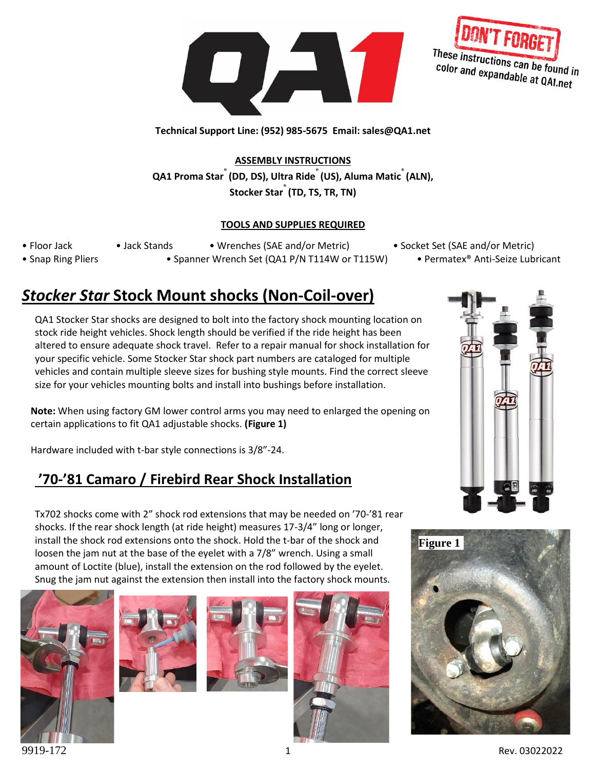DON'T FORGET
These instructions can be found in color and expandable at QA1.net

**Technical Support Line: (952) 985-5675 Email: sales@QA1.net**

**ASSEMBLY INSTRUCTIONS**

**QA1 Proma Star® (DD, DS), Ultra Ride® (US), Aluma Matic® (ALN), Stocker Star® (TD, TS, TR, TN)**

**TOOLS AND SUPPLIES REQUIRED**

- Floor Jack
- Jack Stands
- Wrenches (SAE and/or Metric)
- Socket Set (SAE and/or Metric)
- Snap Ring Pliers
- Spanner Wrench Set (QA1 P/N T114W or T115W)
- Permatex® Anti-Seize Lubricant

# *Stocker Star* Stock Mount shocks (Non-Coil-over)

QA1 Stocker Star shocks are designed to bolt into the factory shock mounting location on stock ride height vehicles. Shock length should be verified if the ride height has been altered to ensure adequate shock travel. Refer to a repair manual for shock installation for your specific vehicle. Some Stocker Star shock part numbers are cataloged for multiple vehicles and contain multiple sleeve sizes for bushing style mounts. Find the correct sleeve size for your vehicles mounting bolts and install into bushings before installation.

**Note:** When using factory GM lower control arms you may need to enlarged the opening on certain applications to fit QA1 adjustable shocks. **(Figure 1)**

Hardware included with t-bar style connections is 3/8"-24.

## '70-'81 Camaro / Firebird Rear Shock Installation

Tx702 shocks come with 2" shock rod extensions that may be needed on '70-'81 rear shocks. If the rear shock length (at ride height) measures 17-3/4" long or longer, install the shock rod extensions onto the shock. Hold the t-bar of the shock and loosen the jam nut at the base of the eyelet with a 7/8" wrench. Using a small amount of Loctite (blue), install the extension on the rod followed by the eyelet. Snug the jam nut against the extension then install into the factory shock mounts.

**Figure 1**

9919-172

Rev. 03022022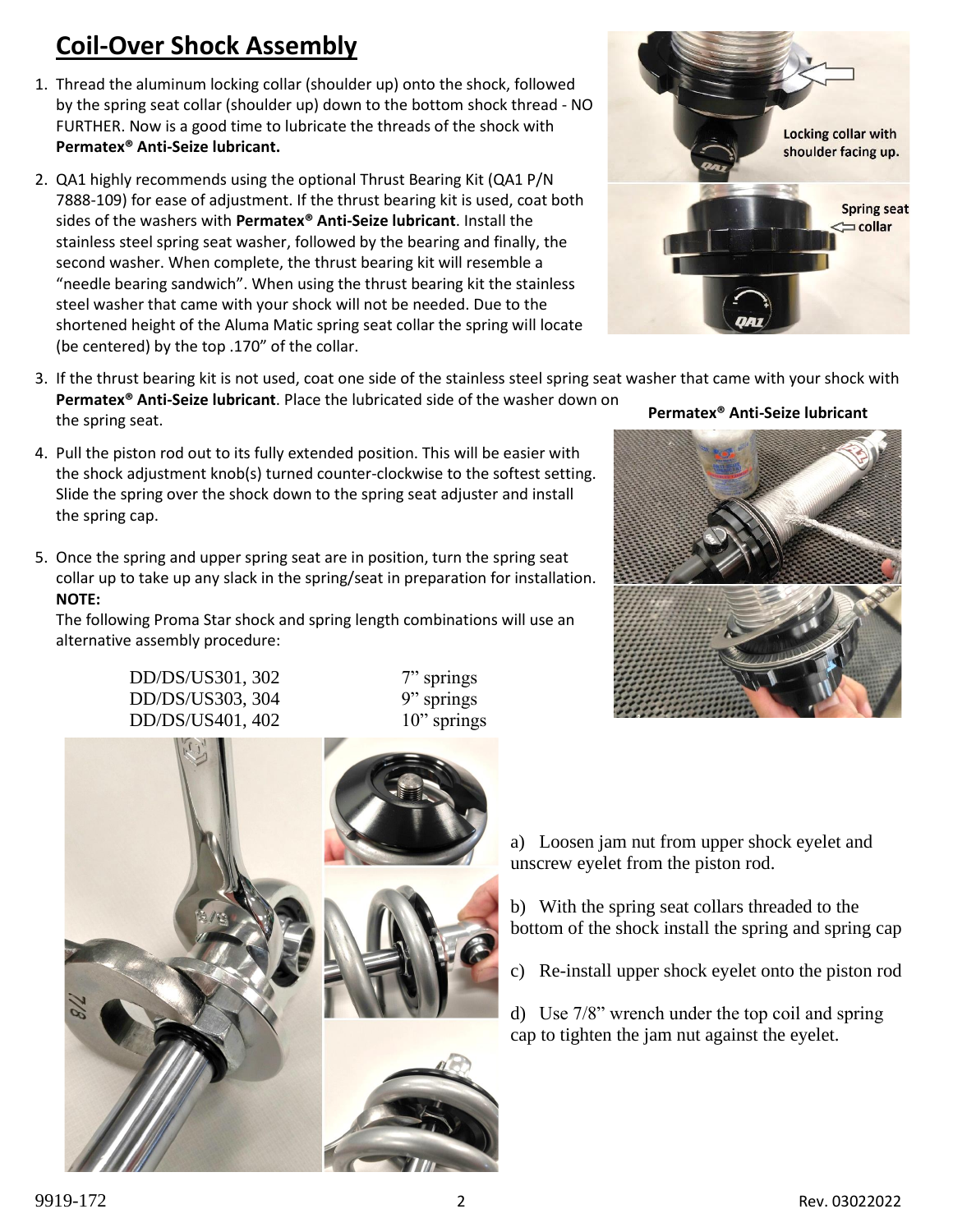# Coil-Over Shock Assembly

1. Thread the aluminum locking collar (shoulder up) onto the shock, followed by the spring seat collar (shoulder up) down to the bottom shock thread - NO FURTHER. Now is a good time to lubricate the threads of the shock with **Permatex® Anti-Seize lubricant.**
2. QA1 highly recommends using the optional Thrust Bearing Kit (QA1 P/N 7888-109) for ease of adjustment. If the thrust bearing kit is used, coat both sides of the washers with **Permatex® Anti-Seize lubricant**. Install the stainless steel spring seat washer, followed by the bearing and finally, the second washer. When complete, the thrust bearing kit will resemble a "needle bearing sandwich". When using the thrust bearing kit the stainless steel washer that came with your shock will not be needed. Due to the shortened height of the Aluma Matic spring seat collar the spring will locate (be centered) by the top .170" of the collar.
3. If the thrust bearing kit is not used, coat one side of the stainless steel spring seat washer that came with your shock with **Permatex® Anti-Seize lubricant**. Place the lubricated side of the washer down on the spring seat.
4. Pull the piston rod out to its fully extended position. This will be easier with the shock adjustment knob(s) turned counter-clockwise to the softest setting. Slide the spring over the shock down to the spring seat adjuster and install the spring cap.
5. Once the spring and upper spring seat are in position, turn the spring seat collar up to take up any slack in the spring/seat in preparation for installation.

Locking collar with shoulder facing up.

Spring seat collar

**Permatex® Anti-Seize lubricant**

**NOTE:**
The following Proma Star shock and spring length combinations will use an alternative assembly procedure:

| | |
|---|---|
| DD/DS/US301, 302 | 7" springs |
| DD/DS/US303, 304 | 9" springs |
| DD/DS/US401, 402 | 10" springs |

a) Loosen jam nut from upper shock eyelet and unscrew eyelet from the piston rod.

b) With the spring seat collars threaded to the bottom of the shock install the spring and spring cap

c) Re-install upper shock eyelet onto the piston rod

d) Use 7/8" wrench under the top coil and spring cap to tighten the jam nut against the eyelet.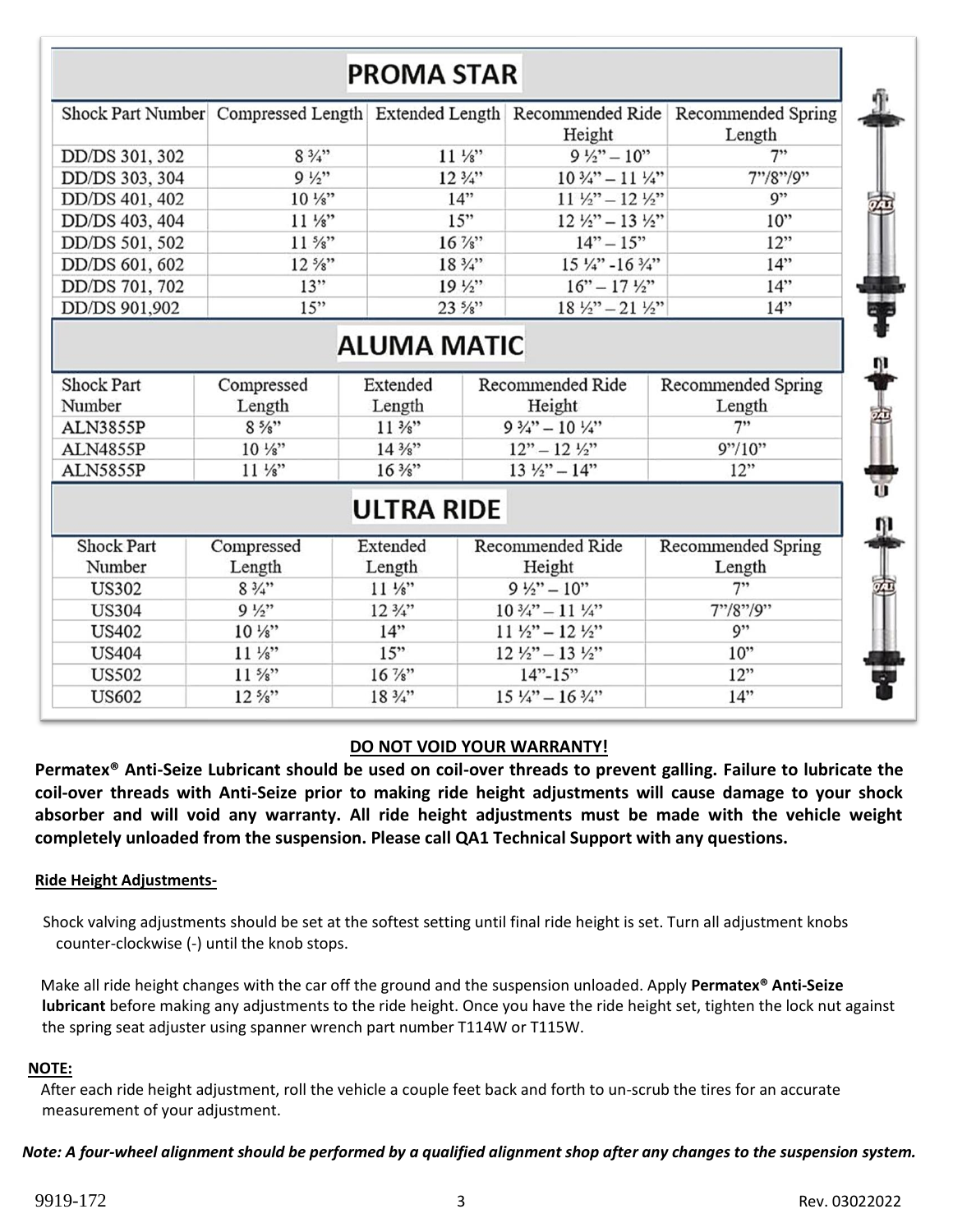## PROMA STAR

| Shock Part Number | Compressed Length | Extended Length | Recommended Ride Height | Recommended Spring Length |
|---|---|---|---|---|
| DD/DS 301, 302 | 8 ¾" | 11 ⅛" | 9 ½" – 10" | 7" |
| DD/DS 303, 304 | 9 ½" | 12 ¾" | 10 ¾" – 11 ¼" | 7"/8"/9" |
| DD/DS 401, 402 | 10 ⅛" | 14" | 11 ½" – 12 ½" | 9" |
| DD/DS 403, 404 | 11 ⅛" | 15" | 12 ½" – 13 ½" | 10" |
| DD/DS 501, 502 | 11 ⅝" | 16 ⅞" | 14" – 15" | 12" |
| DD/DS 601, 602 | 12 ⅝" | 18 ¾" | 15 ¼" -16 ¾" | 14" |
| DD/DS 701, 702 | 13" | 19 ½" | 16" – 17 ½" | 14" |
| DD/DS 901,902 | 15" | 23 ⅝" | 18 ½" – 21 ½" | 14" |

## ALUMA MATIC

| Shock Part Number | Compressed Length | Extended Length | Recommended Ride Height | Recommended Spring Length |
|---|---|---|---|---|
| ALN3855P | 8 ⅝" | 11 ⅜" | 9 ¾" – 10 ¼" | 7" |
| ALN4855P | 10 ⅛" | 14 ⅜" | 12" – 12 ½" | 9"/10" |
| ALN5855P | 11 ⅛" | 16 ⅜" | 13 ½" – 14" | 12" |

## ULTRA RIDE

| Shock Part Number | Compressed Length | Extended Length | Recommended Ride Height | Recommended Spring Length |
|---|---|---|---|---|
| US302 | 8 ¾" | 11 ⅛" | 9 ½" – 10" | 7" |
| US304 | 9 ½" | 12 ¾" | 10 ¾" – 11 ¼" | 7"/8"/9" |
| US402 | 10 ⅛" | 14" | 11 ½" – 12 ½" | 9" |
| US404 | 11 ⅛" | 15" | 12 ½" – 13 ½" | 10" |
| US502 | 11 ⅝" | 16 ⅞" | 14"-15" | 12" |
| US602 | 12 ⅝" | 18 ¾" | 15 ¼" – 16 ¾" | 14" |

**DO NOT VOID YOUR WARRANTY!**

**Permatex® Anti-Seize Lubricant should be used on coil-over threads to prevent galling. Failure to lubricate the coil-over threads with Anti-Seize prior to making ride height adjustments will cause damage to your shock absorber and will void any warranty. All ride height adjustments must be made with the vehicle weight completely unloaded from the suspension. Please call QA1 Technical Support with any questions.**

**Ride Height Adjustments-**

Shock valving adjustments should be set at the softest setting until final ride height is set. Turn all adjustment knobs counter-clockwise (-) until the knob stops.

Make all ride height changes with the car off the ground and the suspension unloaded. Apply **Permatex® Anti-Seize lubricant** before making any adjustments to the ride height. Once you have the ride height set, tighten the lock nut against the spring seat adjuster using spanner wrench part number T114W or T115W.

**NOTE:**

After each ride height adjustment, roll the vehicle a couple feet back and forth to un-scrub the tires for an accurate measurement of your adjustment.

***Note: A four-wheel alignment should be performed by a qualified alignment shop after any changes to the suspension system.***

9919-172 Rev. 03022022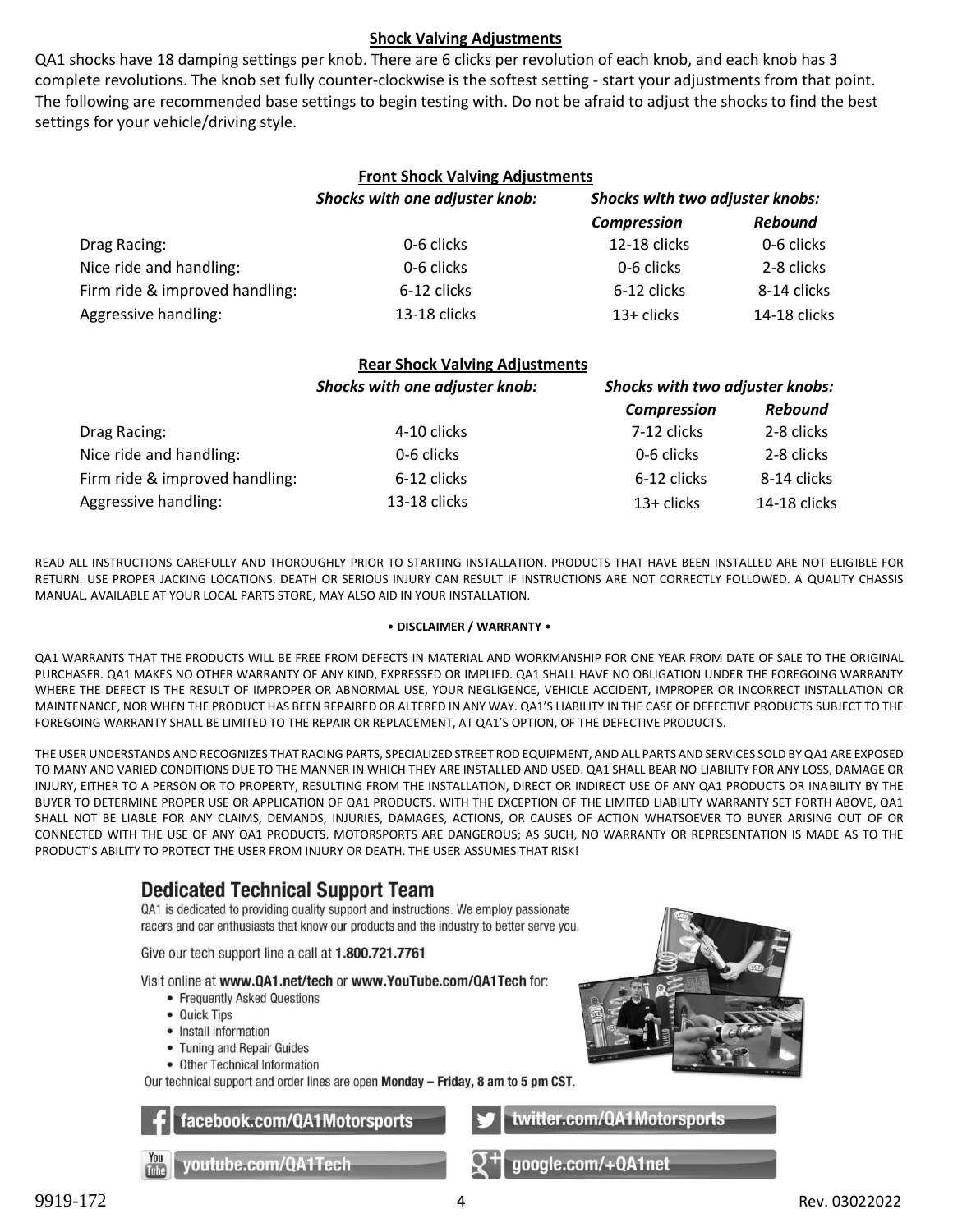## Shock Valving Adjustments

QA1 shocks have 18 damping settings per knob. There are 6 clicks per revolution of each knob, and each knob has 3 complete revolutions. The knob set fully counter-clockwise is the softest setting - start your adjustments from that point. The following are recommended base settings to begin testing with. Do not be afraid to adjust the shocks to find the best settings for your vehicle/driving style.

### Front Shock Valving Adjustments

| | *Shocks with one adjuster knob:* | *Shocks with two adjuster knobs:* | |
|---|---|---|---|
| | | ***Compression*** | ***Rebound*** |
| Drag Racing: | 0-6 clicks | 12-18 clicks | 0-6 clicks |
| Nice ride and handling: | 0-6 clicks | 0-6 clicks | 2-8 clicks |
| Firm ride & improved handling: | 6-12 clicks | 6-12 clicks | 8-14 clicks |
| Aggressive handling: | 13-18 clicks | 13+ clicks | 14-18 clicks |

### Rear Shock Valving Adjustments

| | *Shocks with one adjuster knob:* | *Shocks with two adjuster knobs:* | |
|---|---|---|---|
| | | ***Compression*** | ***Rebound*** |
| Drag Racing: | 4-10 clicks | 7-12 clicks | 2-8 clicks |
| Nice ride and handling: | 0-6 clicks | 0-6 clicks | 2-8 clicks |
| Firm ride & improved handling: | 6-12 clicks | 6-12 clicks | 8-14 clicks |
| Aggressive handling: | 13-18 clicks | 13+ clicks | 14-18 clicks |

READ ALL INSTRUCTIONS CAREFULLY AND THOROUGHLY PRIOR TO STARTING INSTALLATION. PRODUCTS THAT HAVE BEEN INSTALLED ARE NOT ELIGIBLE FOR RETURN. USE PROPER JACKING LOCATIONS. DEATH OR SERIOUS INJURY CAN RESULT IF INSTRUCTIONS ARE NOT CORRECTLY FOLLOWED. A QUALITY CHASSIS MANUAL, AVAILABLE AT YOUR LOCAL PARTS STORE, MAY ALSO AID IN YOUR INSTALLATION.

**• DISCLAIMER / WARRANTY •**

QA1 WARRANTS THAT THE PRODUCTS WILL BE FREE FROM DEFECTS IN MATERIAL AND WORKMANSHIP FOR ONE YEAR FROM DATE OF SALE TO THE ORIGINAL PURCHASER. QA1 MAKES NO OTHER WARRANTY OF ANY KIND, EXPRESSED OR IMPLIED. QA1 SHALL HAVE NO OBLIGATION UNDER THE FOREGOING WARRANTY WHERE THE DEFECT IS THE RESULT OF IMPROPER OR ABNORMAL USE, YOUR NEGLIGENCE, VEHICLE ACCIDENT, IMPROPER OR INCORRECT INSTALLATION OR MAINTENANCE, NOR WHEN THE PRODUCT HAS BEEN REPAIRED OR ALTERED IN ANY WAY. QA1'S LIABILITY IN THE CASE OF DEFECTIVE PRODUCTS SUBJECT TO THE FOREGOING WARRANTY SHALL BE LIMITED TO THE REPAIR OR REPLACEMENT, AT QA1'S OPTION, OF THE DEFECTIVE PRODUCTS.

THE USER UNDERSTANDS AND RECOGNIZES THAT RACING PARTS, SPECIALIZED STREET ROD EQUIPMENT, AND ALL PARTS AND SERVICES SOLD BY QA1 ARE EXPOSED TO MANY AND VARIED CONDITIONS DUE TO THE MANNER IN WHICH THEY ARE INSTALLED AND USED. QA1 SHALL BEAR NO LIABILITY FOR ANY LOSS, DAMAGE OR INJURY, EITHER TO A PERSON OR TO PROPERTY, RESULTING FROM THE INSTALLATION, DIRECT OR INDIRECT USE OF ANY QA1 PRODUCTS OR INABILITY BY THE BUYER TO DETERMINE PROPER USE OR APPLICATION OF QA1 PRODUCTS. WITH THE EXCEPTION OF THE LIMITED LIABILITY WARRANTY SET FORTH ABOVE, QA1 SHALL NOT BE LIABLE FOR ANY CLAIMS, DEMANDS, INJURIES, DAMAGES, ACTIONS, OR CAUSES OF ACTION WHATSOEVER TO BUYER ARISING OUT OF OR CONNECTED WITH THE USE OF ANY QA1 PRODUCTS. MOTORSPORTS ARE DANGEROUS; AS SUCH, NO WARRANTY OR REPRESENTATION IS MADE AS TO THE PRODUCT'S ABILITY TO PROTECT THE USER FROM INJURY OR DEATH. THE USER ASSUMES THAT RISK!

## Dedicated Technical Support Team

QA1 is dedicated to providing quality support and instructions. We employ passionate racers and car enthusiasts that know our products and the industry to better serve you.

Give our tech support line a call at **1.800.721.7761**

Visit online at **www.QA1.net/tech** or **www.YouTube.com/QA1Tech** for:

- Frequently Asked Questions
- Quick Tips
- Install Information
- Tuning and Repair Guides
- Other Technical Information

Our technical support and order lines are open **Monday – Friday, 8 am to 5 pm CST**.

facebook.com/QA1Motorsports

twitter.com/QA1Motorsports

youtube.com/QA1Tech

google.com/+QA1net

9919-172

Rev. 03022022